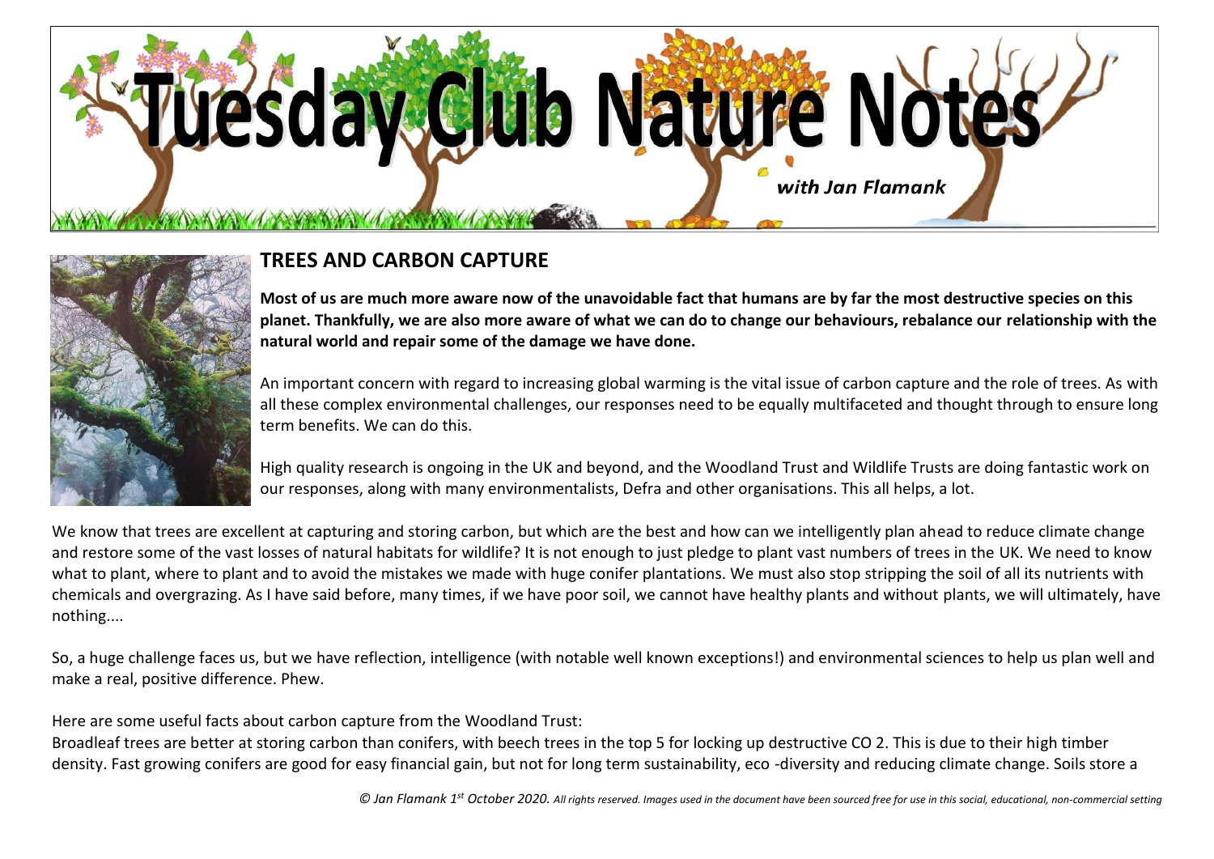# Tuesday Club Nature Notes

*with Jan Flamank*

## TREES AND CARBON CAPTURE

**Most of us are much more aware now of the unavoidable fact that humans are by far the most destructive species on this planet. Thankfully, we are also more aware of what we can do to change our behaviours, rebalance our relationship with the natural world and repair some of the damage we have done.**

An important concern with regard to increasing global warming is the vital issue of carbon capture and the role of trees. As with all these complex environmental challenges, our responses need to be equally multifaceted and thought through to ensure long term benefits. We can do this.

High quality research is ongoing in the UK and beyond, and the Woodland Trust and Wildlife Trusts are doing fantastic work on our responses, along with many environmentalists, Defra and other organisations. This all helps, a lot.

We know that trees are excellent at capturing and storing carbon, but which are the best and how can we intelligently plan ahead to reduce climate change and restore some of the vast losses of natural habitats for wildlife? It is not enough to just pledge to plant vast numbers of trees in the UK. We need to know what to plant, where to plant and to avoid the mistakes we made with huge conifer plantations. We must also stop stripping the soil of all its nutrients with chemicals and overgrazing. As I have said before, many times, if we have poor soil, we cannot have healthy plants and without plants, we will ultimately, have nothing....

So, a huge challenge faces us, but we have reflection, intelligence (with notable well known exceptions!) and environmental sciences to help us plan well and make a real, positive difference. Phew.

Here are some useful facts about carbon capture from the Woodland Trust:
Broadleaf trees are better at storing carbon than conifers, with beech trees in the top 5 for locking up destructive $CO_2$. This is due to their high timber density. Fast growing conifers are good for easy financial gain, but not for long term sustainability, eco -diversity and reducing climate change. Soils store a

*© Jan Flamank 1st October 2020. All rights reserved. Images used in the document have been sourced free for use in this social, educational, non-commercial setting*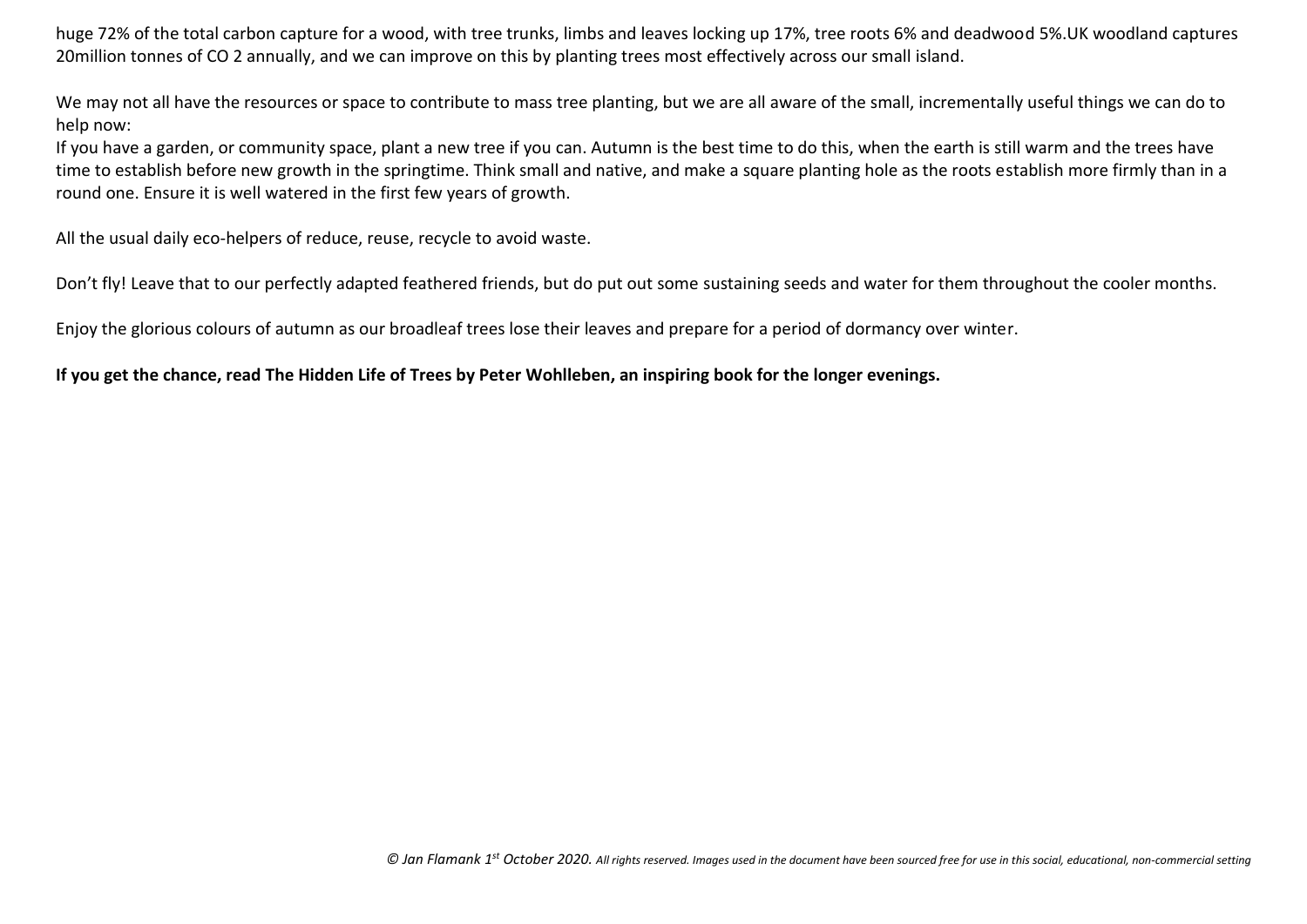huge 72% of the total carbon capture for a wood, with tree trunks, limbs and leaves locking up 17%, tree roots 6% and deadwood 5%.UK woodland captures 20million tonnes of $CO_2$ annually, and we can improve on this by planting trees most effectively across our small island.

We may not all have the resources or space to contribute to mass tree planting, but we are all aware of the small, incrementally useful things we can do to help now:

If you have a garden, or community space, plant a new tree if you can. Autumn is the best time to do this, when the earth is still warm and the trees have time to establish before new growth in the springtime. Think small and native, and make a square planting hole as the roots establish more firmly than in a round one. Ensure it is well watered in the first few years of growth.

All the usual daily eco-helpers of reduce, reuse, recycle to avoid waste.

Don't fly! Leave that to our perfectly adapted feathered friends, but do put out some sustaining seeds and water for them throughout the cooler months.

Enjoy the glorious colours of autumn as our broadleaf trees lose their leaves and prepare for a period of dormancy over winter.

**If you get the chance, read The Hidden Life of Trees by Peter Wohlleben, an inspiring book for the longer evenings.**

*© Jan Flamank 1st October 2020. All rights reserved. Images used in the document have been sourced free for use in this social, educational, non-commercial setting*